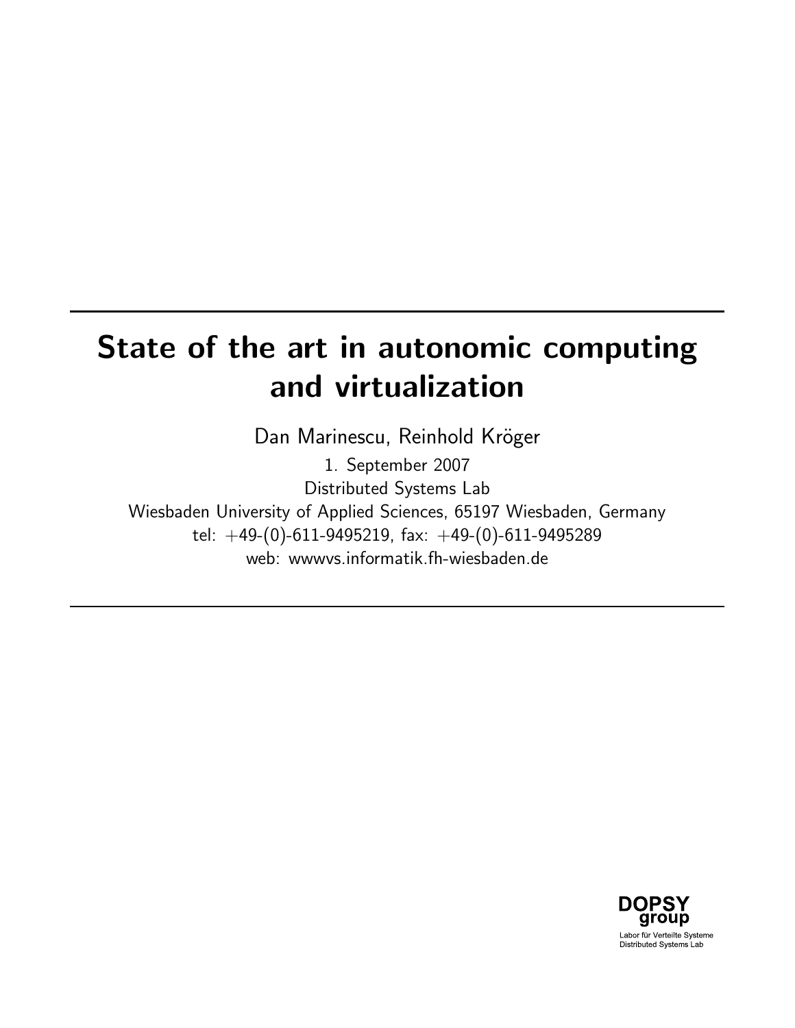# State of the art in autonomic computing and virtualization

Dan Marinescu, Reinhold Kröger

1. September 2007

Distributed Systems Lab

Wiesbaden University of Applied Sciences, 65197 Wiesbaden, Germany

tel: +49-(0)-611-9495219, fax: +49-(0)-611-9495289

web: wwwvs.informatik.fh-wiesbaden.de

DOPSY group

Labor für Verteilte Systeme

Distributed Systems Lab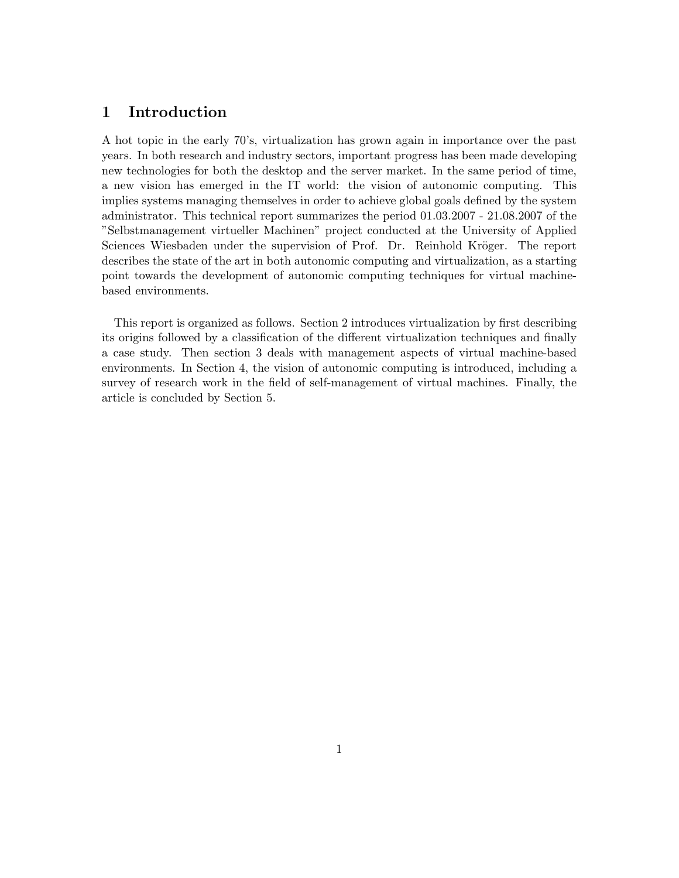# 1 Introduction

A hot topic in the early 70's, virtualization has grown again in importance over the past years. In both research and industry sectors, important progress has been made developing new technologies for both the desktop and the server market. In the same period of time, a new vision has emerged in the IT world: the vision of autonomic computing. This implies systems managing themselves in order to achieve global goals defined by the system administrator. This technical report summarizes the period 01.03.2007 - 21.08.2007 of the "Selbstmanagement virtueller Machinen" project conducted at the University of Applied Sciences Wiesbaden under the supervision of Prof. Dr. Reinhold Kröger. The report describes the state of the art in both autonomic computing and virtualization, as a starting point towards the development of autonomic computing techniques for virtual machine-based environments.

This report is organized as follows. Section 2 introduces virtualization by first describing its origins followed by a classification of the different virtualization techniques and finally a case study. Then section 3 deals with management aspects of virtual machine-based environments. In Section 4, the vision of autonomic computing is introduced, including a survey of research work in the field of self-management of virtual machines. Finally, the article is concluded by Section 5.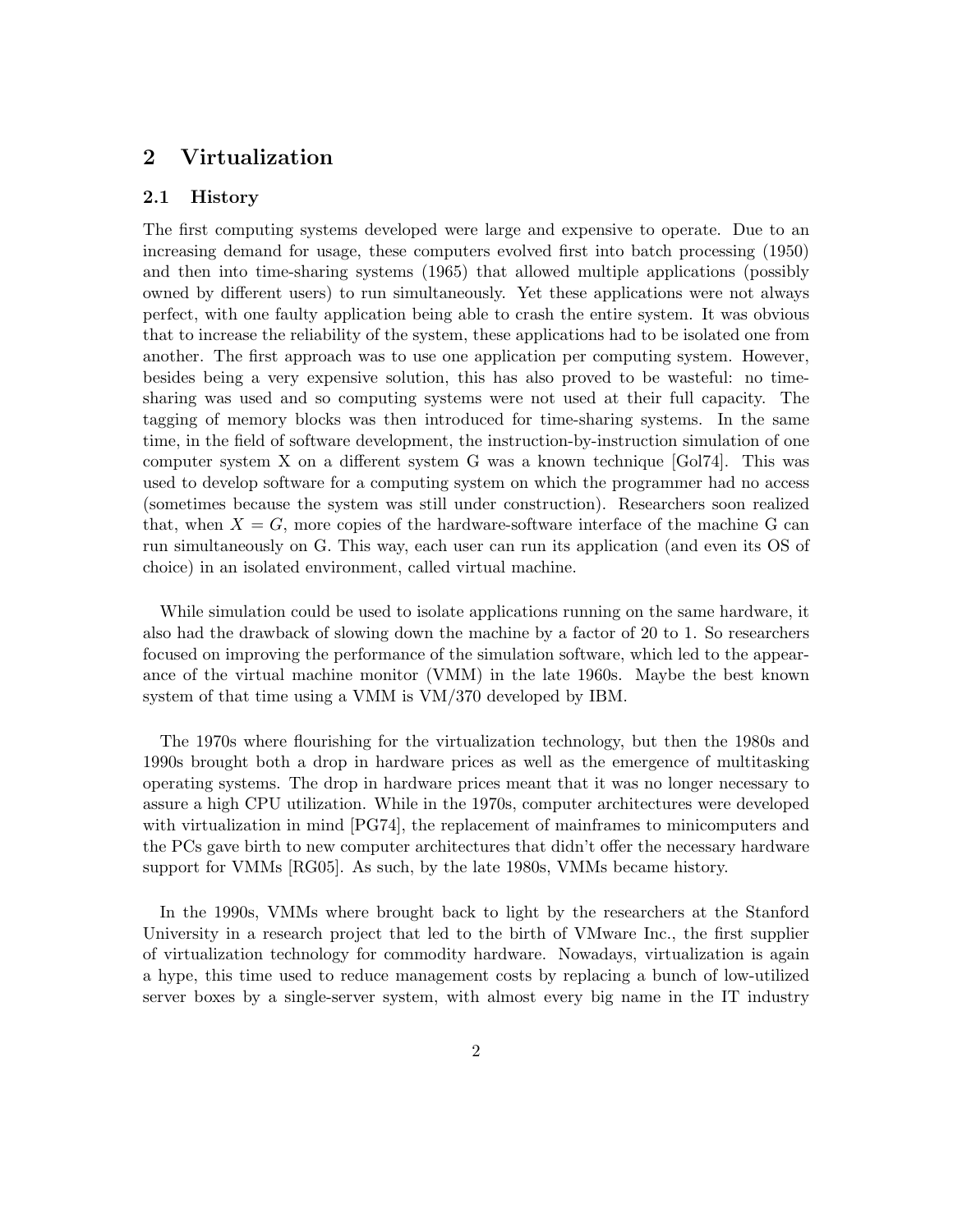## 2 Virtualization

### 2.1 History

The first computing systems developed were large and expensive to operate. Due to an increasing demand for usage, these computers evolved first into batch processing (1950) and then into time-sharing systems (1965) that allowed multiple applications (possibly owned by different users) to run simultaneously. Yet these applications were not always perfect, with one faulty application being able to crash the entire system. It was obvious that to increase the reliability of the system, these applications had to be isolated one from another. The first approach was to use one application per computing system. However, besides being a very expensive solution, this has also proved to be wasteful: no time-sharing was used and so computing systems were not used at their full capacity. The tagging of memory blocks was then introduced for time-sharing systems. In the same time, in the field of software development, the instruction-by-instruction simulation of one computer system X on a different system G was a known technique [Gol74]. This was used to develop software for a computing system on which the programmer had no access (sometimes because the system was still under construction). Researchers soon realized that, when $X = G$, more copies of the hardware-software interface of the machine G can run simultaneously on G. This way, each user can run its application (and even its OS of choice) in an isolated environment, called virtual machine.

While simulation could be used to isolate applications running on the same hardware, it also had the drawback of slowing down the machine by a factor of 20 to 1. So researchers focused on improving the performance of the simulation software, which led to the appearance of the virtual machine monitor (VMM) in the late 1960s. Maybe the best known system of that time using a VMM is VM/370 developed by IBM.

The 1970s where flourishing for the virtualization technology, but then the 1980s and 1990s brought both a drop in hardware prices as well as the emergence of multitasking operating systems. The drop in hardware prices meant that it was no longer necessary to assure a high CPU utilization. While in the 1970s, computer architectures were developed with virtualization in mind [PG74], the replacement of mainframes to minicomputers and the PCs gave birth to new computer architectures that didn't offer the necessary hardware support for VMMs [RG05]. As such, by the late 1980s, VMMs became history.

In the 1990s, VMMs where brought back to light by the researchers at the Stanford University in a research project that led to the birth of VMware Inc., the first supplier of virtualization technology for commodity hardware. Nowadays, virtualization is again a hype, this time used to reduce management costs by replacing a bunch of low-utilized server boxes by a single-server system, with almost every big name in the IT industry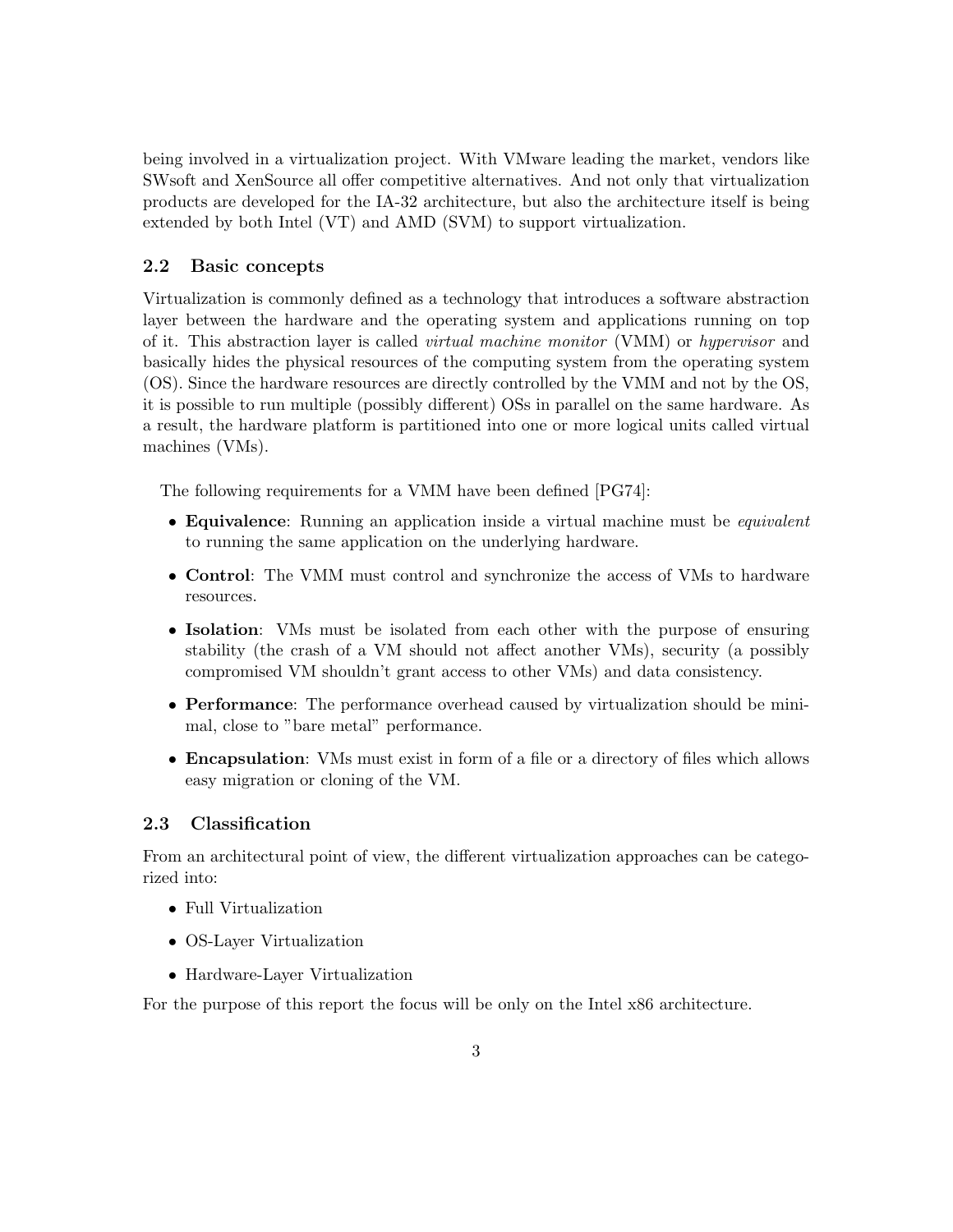being involved in a virtualization project. With VMware leading the market, vendors like SWsoft and XenSource all offer competitive alternatives. And not only that virtualization products are developed for the IA-32 architecture, but also the architecture itself is being extended by both Intel (VT) and AMD (SVM) to support virtualization.

## 2.2 Basic concepts

Virtualization is commonly defined as a technology that introduces a software abstraction layer between the hardware and the operating system and applications running on top of it. This abstraction layer is called *virtual machine monitor* (VMM) or *hypervisor* and basically hides the physical resources of the computing system from the operating system (OS). Since the hardware resources are directly controlled by the VMM and not by the OS, it is possible to run multiple (possibly different) OSs in parallel on the same hardware. As a result, the hardware platform is partitioned into one or more logical units called virtual machines (VMs).

The following requirements for a VMM have been defined [PG74]:

- **Equivalence**: Running an application inside a virtual machine must be *equivalent* to running the same application on the underlying hardware.
- **Control**: The VMM must control and synchronize the access of VMs to hardware resources.
- **Isolation**: VMs must be isolated from each other with the purpose of ensuring stability (the crash of a VM should not affect another VMs), security (a possibly compromised VM shouldn't grant access to other VMs) and data consistency.
- **Performance**: The performance overhead caused by virtualization should be minimal, close to "bare metal" performance.
- **Encapsulation**: VMs must exist in form of a file or a directory of files which allows easy migration or cloning of the VM.

## 2.3 Classification

From an architectural point of view, the different virtualization approaches can be categorized into:

- Full Virtualization
- OS-Layer Virtualization
- Hardware-Layer Virtualization

For the purpose of this report the focus will be only on the Intel x86 architecture.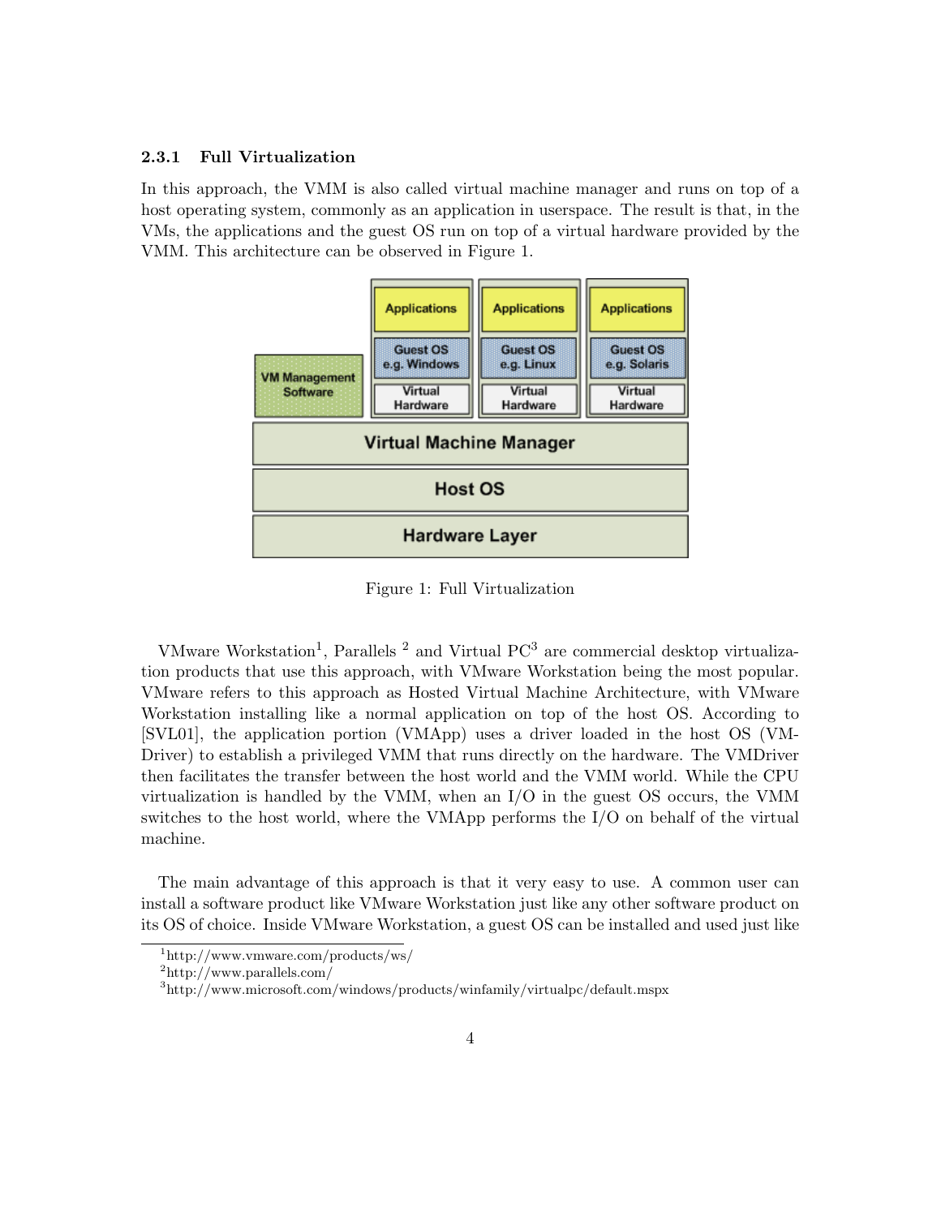### 2.3.1 Full Virtualization

In this approach, the VMM is also called virtual machine manager and runs on top of a host operating system, commonly as an application in userspace. The result is that, in the VMs, the applications and the guest OS run on top of a virtual hardware provided by the VMM. This architecture can be observed in Figure 1.

Figure 1: Full Virtualization

VMware Workstation[1], Parallels [2] and Virtual PC[3] are commercial desktop virtualization products that use this approach, with VMware Workstation being the most popular. VMware refers to this approach as Hosted Virtual Machine Architecture, with VMware Workstation installing like a normal application on top of the host OS. According to [SVL01], the application portion (VMApp) uses a driver loaded in the host OS (VMDriver) to establish a privileged VMM that runs directly on the hardware. The VMDriver then facilitates the transfer between the host world and the VMM world. While the CPU virtualization is handled by the VMM, when an I/O in the guest OS occurs, the VMM switches to the host world, where the VMApp performs the I/O on behalf of the virtual machine.

The main advantage of this approach is that it very easy to use. A common user can install a software product like VMware Workstation just like any other software product on its OS of choice. Inside VMware Workstation, a guest OS can be installed and used just like

[1] http://www.vmware.com/products/ws/

[2] http://www.parallels.com/

[3] http://www.microsoft.com/windows/products/winfamily/virtualpc/default.mspx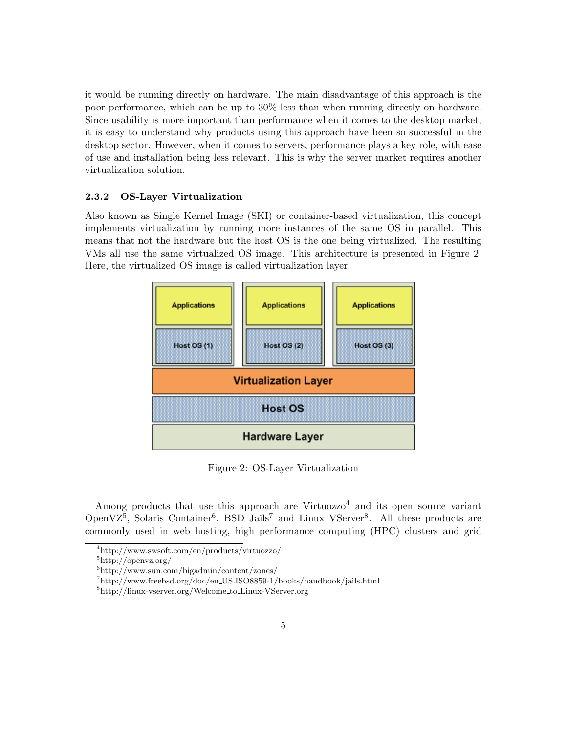it would be running directly on hardware. The main disadvantage of this approach is the poor performance, which can be up to 30% less than when running directly on hardware. Since usability is more important than performance when it comes to the desktop market, it is easy to understand why products using this approach have been so successful in the desktop sector. However, when it comes to servers, performance plays a key role, with ease of use and installation being less relevant. This is why the server market requires another virtualization solution.

### 2.3.2 OS-Layer Virtualization

Also known as Single Kernel Image (SKI) or container-based virtualization, this concept implements virtualization by running more instances of the same OS in parallel. This means that not the hardware but the host OS is the one being virtualized. The resulting VMs all use the same virtualized OS image. This architecture is presented in Figure 2. Here, the virtualized OS image is called virtualization layer.

Figure 2: OS-Layer Virtualization

Among products that use this approach are Virtuozzo[4] and its open source variant OpenVZ[5], Solaris Container[6], BSD Jails[7] and Linux VServer[8]. All these products are commonly used in web hosting, high performance computing (HPC) clusters and grid

[4] http://www.swsoft.com/en/products/virtuozzo/

[5] http://openvz.org/

[6] http://www.sun.com/bigadmin/content/zones/

[7] http://www.freebsd.org/doc/en_US.ISO8859-1/books/handbook/jails.html

[8] http://linux-vserver.org/Welcome_to_Linux-VServer.org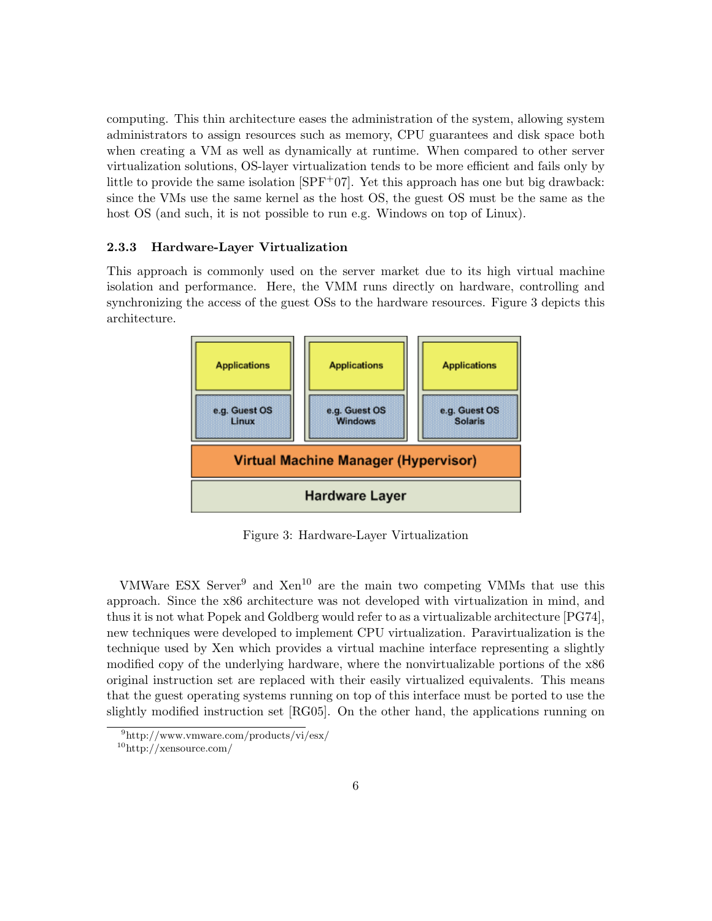computing. This thin architecture eases the administration of the system, allowing system administrators to assign resources such as memory, CPU guarantees and disk space both when creating a VM as well as dynamically at runtime. When compared to other server virtualization solutions, OS-layer virtualization tends to be more efficient and fails only by little to provide the same isolation [SPF+07]. Yet this approach has one but big drawback: since the VMs use the same kernel as the host OS, the guest OS must be the same as the host OS (and such, it is not possible to run e.g. Windows on top of Linux).

### 2.3.3 Hardware-Layer Virtualization

This approach is commonly used on the server market due to its high virtual machine isolation and performance. Here, the VMM runs directly on hardware, controlling and synchronizing the access of the guest OSs to the hardware resources. Figure 3 depicts this architecture.

| Applications | Applications | Applications |
|---|---|---|
| e.g. Guest OS Linux | e.g. Guest OS Windows | e.g. Guest OS Solaris |
| Virtual Machine Manager (Hypervisor) | | |
| Hardware Layer | | |

Figure 3: Hardware-Layer Virtualization

VMWare ESX Server[9] and Xen[10] are the main two competing VMMs that use this approach. Since the x86 architecture was not developed with virtualization in mind, and thus it is not what Popek and Goldberg would refer to as a virtualizable architecture [PG74], new techniques were developed to implement CPU virtualization. Paravirtualization is the technique used by Xen which provides a virtual machine interface representing a slightly modified copy of the underlying hardware, where the nonvirtualizable portions of the x86 original instruction set are replaced with their easily virtualized equivalents. This means that the guest operating systems running on top of this interface must be ported to use the slightly modified instruction set [RG05]. On the other hand, the applications running on

[9] http://www.vmware.com/products/vi/esx/

[10] http://xensource.com/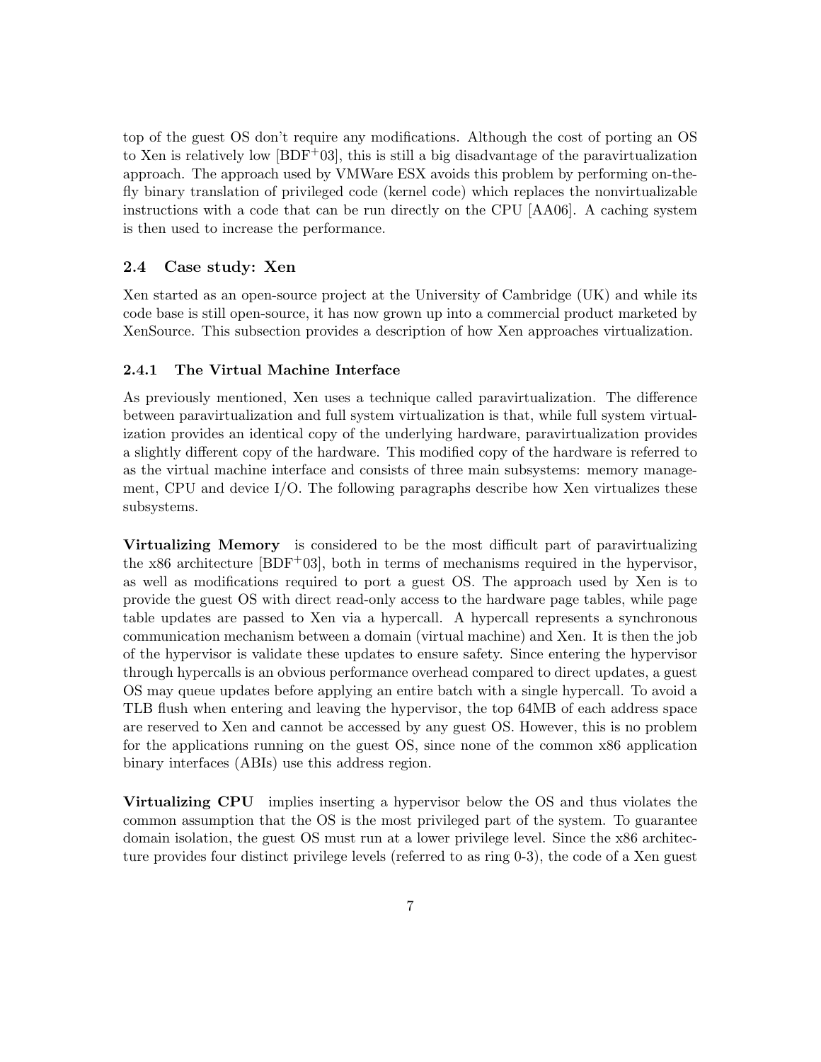top of the guest OS don't require any modifications. Although the cost of porting an OS to Xen is relatively low [BDF$^+$03], this is still a big disadvantage of the paravirtualization approach. The approach used by VMWare ESX avoids this problem by performing on-the-fly binary translation of privileged code (kernel code) which replaces the nonvirtualizable instructions with a code that can be run directly on the CPU [AA06]. A caching system is then used to increase the performance.

### 2.4 Case study: Xen

Xen started as an open-source project at the University of Cambridge (UK) and while its code base is still open-source, it has now grown up into a commercial product marketed by XenSource. This subsection provides a description of how Xen approaches virtualization.

#### 2.4.1 The Virtual Machine Interface

As previously mentioned, Xen uses a technique called paravirtualization. The difference between paravirtualization and full system virtualization is that, while full system virtualization provides an identical copy of the underlying hardware, paravirtualization provides a slightly different copy of the hardware. This modified copy of the hardware is referred to as the virtual machine interface and consists of three main subsystems: memory management, CPU and device I/O. The following paragraphs describe how Xen virtualizes these subsystems.

**Virtualizing Memory** is considered to be the most difficult part of paravirtualizing the x86 architecture [BDF$^+$03], both in terms of mechanisms required in the hypervisor, as well as modifications required to port a guest OS. The approach used by Xen is to provide the guest OS with direct read-only access to the hardware page tables, while page table updates are passed to Xen via a hypercall. A hypercall represents a synchronous communication mechanism between a domain (virtual machine) and Xen. It is then the job of the hypervisor is validate these updates to ensure safety. Since entering the hypervisor through hypercalls is an obvious performance overhead compared to direct updates, a guest OS may queue updates before applying an entire batch with a single hypercall. To avoid a TLB flush when entering and leaving the hypervisor, the top 64MB of each address space are reserved to Xen and cannot be accessed by any guest OS. However, this is no problem for the applications running on the guest OS, since none of the common x86 application binary interfaces (ABIs) use this address region.

**Virtualizing CPU** implies inserting a hypervisor below the OS and thus violates the common assumption that the OS is the most privileged part of the system. To guarantee domain isolation, the guest OS must run at a lower privilege level. Since the x86 architecture provides four distinct privilege levels (referred to as ring 0-3), the code of a Xen guest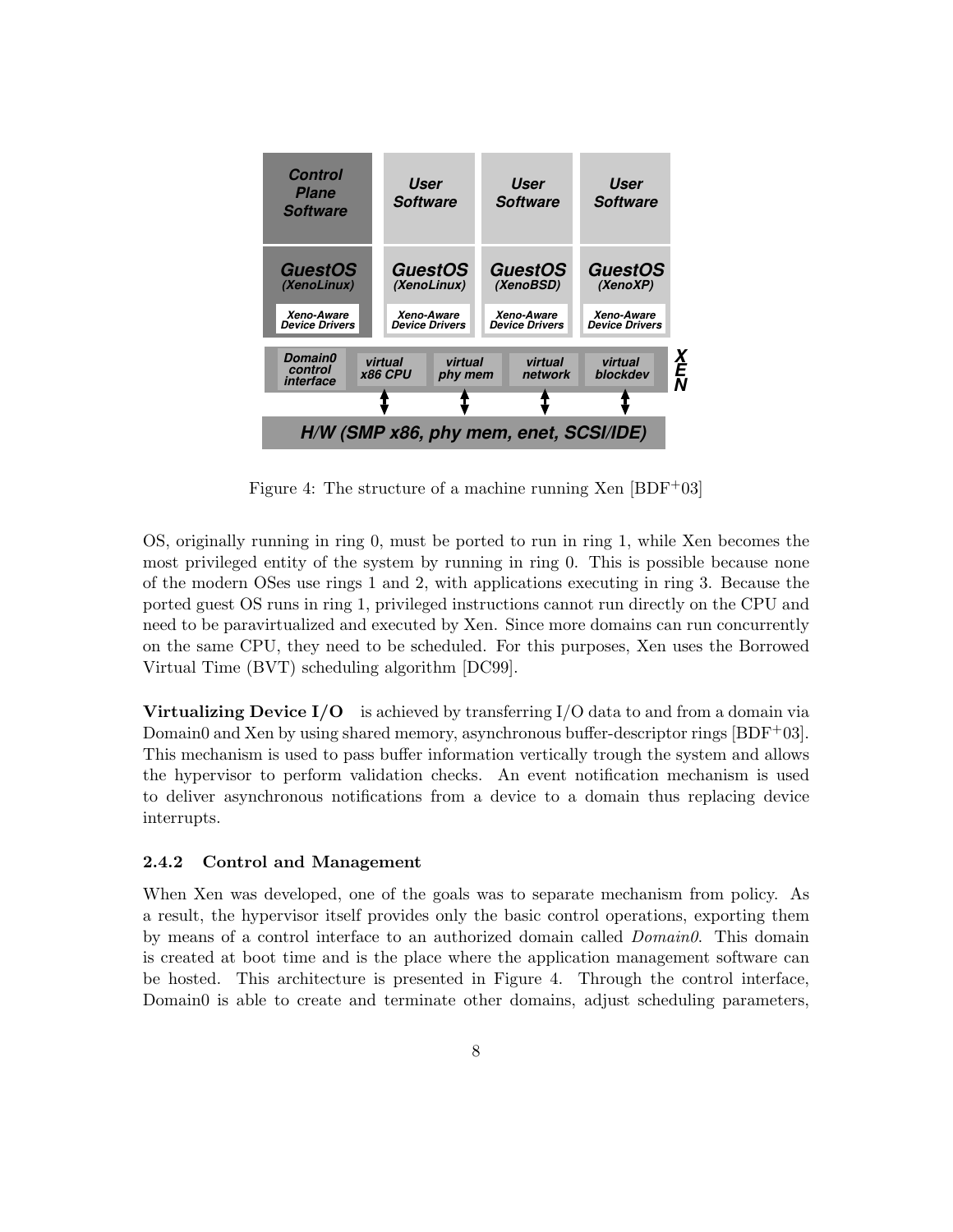Figure 4: The structure of a machine running Xen [BDF+03]

OS, originally running in ring 0, must be ported to run in ring 1, while Xen becomes the most privileged entity of the system by running in ring 0. This is possible because none of the modern OSes use rings 1 and 2, with applications executing in ring 3. Because the ported guest OS runs in ring 1, privileged instructions cannot run directly on the CPU and need to be paravirtualized and executed by Xen. Since more domains can run concurrently on the same CPU, they need to be scheduled. For this purposes, Xen uses the Borrowed Virtual Time (BVT) scheduling algorithm [DC99].

**Virtualizing Device I/O** is achieved by transferring I/O data to and from a domain via Domain0 and Xen by using shared memory, asynchronous buffer-descriptor rings [BDF+03]. This mechanism is used to pass buffer information vertically trough the system and allows the hypervisor to perform validation checks. An event notification mechanism is used to deliver asynchronous notifications from a device to a domain thus replacing device interrupts.

### 2.4.2 Control and Management

When Xen was developed, one of the goals was to separate mechanism from policy. As a result, the hypervisor itself provides only the basic control operations, exporting them by means of a control interface to an authorized domain called *Domain0*. This domain is created at boot time and is the place where the application management software can be hosted. This architecture is presented in Figure 4. Through the control interface, Domain0 is able to create and terminate other domains, adjust scheduling parameters,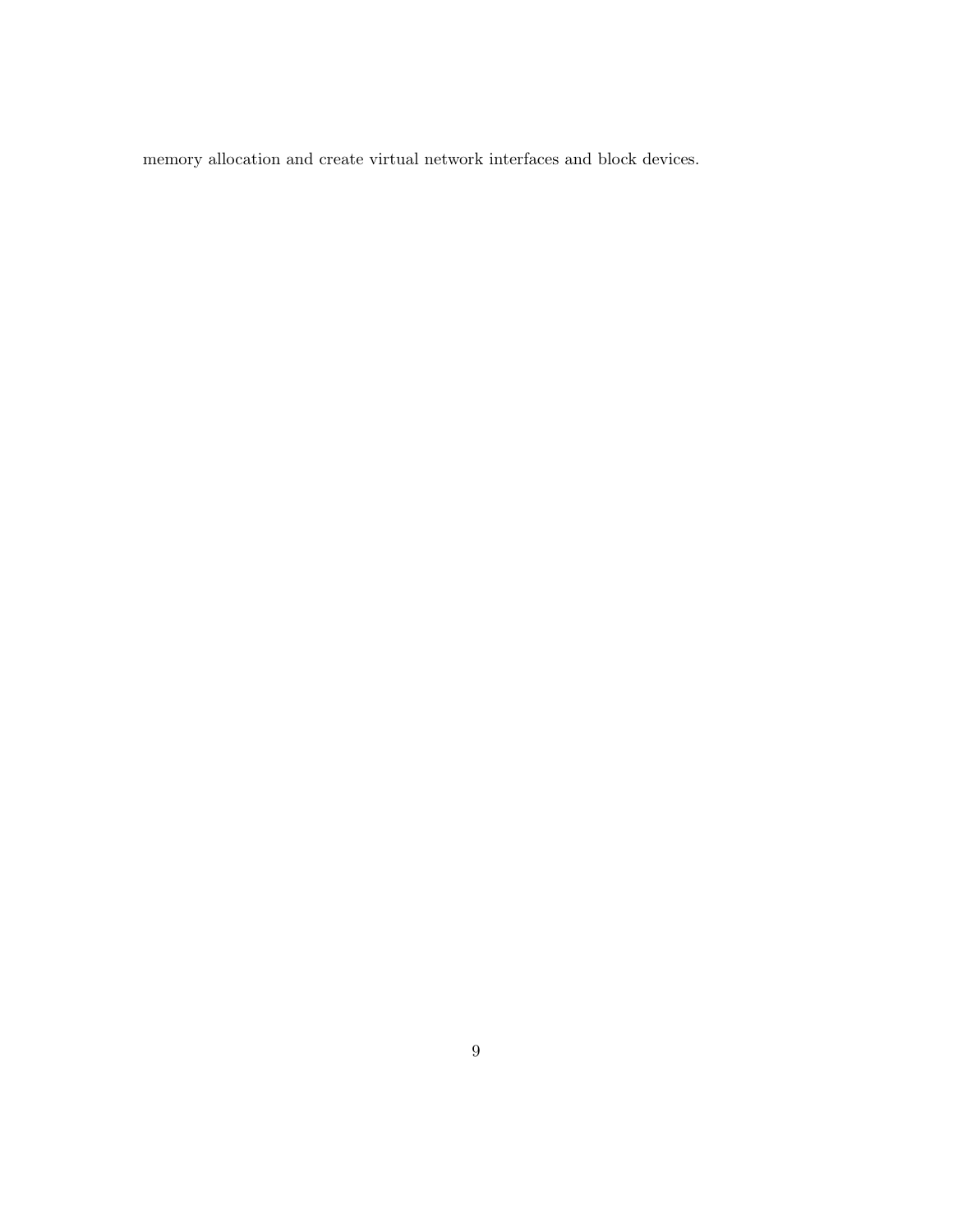memory allocation and create virtual network interfaces and block devices.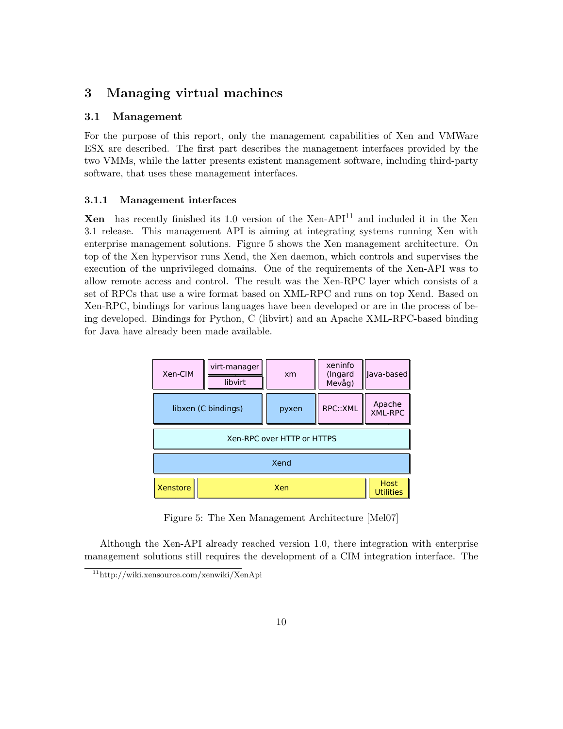# 3 Managing virtual machines

## 3.1 Management

For the purpose of this report, only the management capabilities of Xen and VMWare ESX are described. The first part describes the management interfaces provided by the two VMMs, while the latter presents existent management software, including third-party software, that uses these management interfaces.

### 3.1.1 Management interfaces

**Xen** has recently finished its 1.0 version of the Xen-API[11] and included it in the Xen 3.1 release. This management API is aiming at integrating systems running Xen with enterprise management solutions. Figure 5 shows the Xen management architecture. On top of the Xen hypervisor runs Xend, the Xen daemon, which controls and supervises the execution of the unprivileged domains. One of the requirements of the Xen-API was to allow remote access and control. The result was the Xen-RPC layer which consists of a set of RPCs that use a wire format based on XML-RPC and runs on top Xend. Based on Xen-RPC, bindings for various languages have been developed or are in the process of being developed. Bindings for Python, C (libvirt) and an Apache XML-RPC-based binding for Java have already been made available.

| Xen-CIM | virt-manager / libvirt | xm | xeninfo (Ingard Mevåg) | Java-based |
|---|---|---|---|---|
| libxen (C bindings) | | pyxen | RPC::XML | Apache XML-RPC |
| Xen-RPC over HTTP or HTTPS | | | | |
| Xend | | | | |
| Xenstore | Xen | | | Host Utilities |

Figure 5: The Xen Management Architecture [Mel07]

Although the Xen-API already reached version 1.0, there integration with enterprise management solutions still requires the development of a CIM integration interface. The

[11] http://wiki.xensource.com/xenwiki/XenApi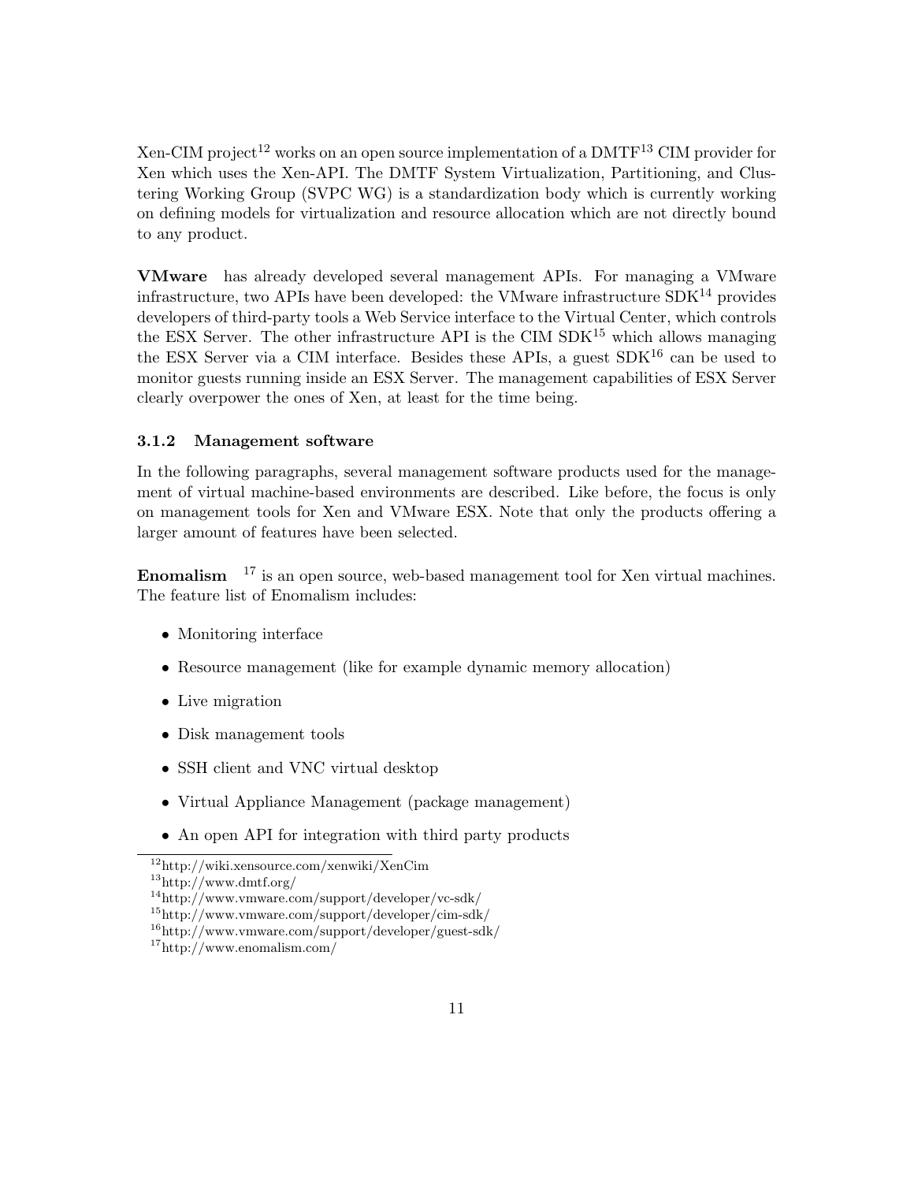Xen-CIM project[12] works on an open source implementation of a DMTF[13] CIM provider for Xen which uses the Xen-API. The DMTF System Virtualization, Partitioning, and Clustering Working Group (SVPC WG) is a standardization body which is currently working on defining models for virtualization and resource allocation which are not directly bound to any product.

**VMware** has already developed several management APIs. For managing a VMware infrastructure, two APIs have been developed: the VMware infrastructure SDK[14] provides developers of third-party tools a Web Service interface to the Virtual Center, which controls the ESX Server. The other infrastructure API is the CIM SDK[15] which allows managing the ESX Server via a CIM interface. Besides these APIs, a guest SDK[16] can be used to monitor guests running inside an ESX Server. The management capabilities of ESX Server clearly overpower the ones of Xen, at least for the time being.

### 3.1.2 Management software

In the following paragraphs, several management software products used for the management of virtual machine-based environments are described. Like before, the focus is only on management tools for Xen and VMware ESX. Note that only the products offering a larger amount of features have been selected.

**Enomalism** [17] is an open source, web-based management tool for Xen virtual machines. The feature list of Enomalism includes:

- Monitoring interface
- Resource management (like for example dynamic memory allocation)
- Live migration
- Disk management tools
- SSH client and VNC virtual desktop
- Virtual Appliance Management (package management)
- An open API for integration with third party products

[12] http://wiki.xensource.com/xenwiki/XenCim

[13] http://www.dmtf.org/

[14] http://www.vmware.com/support/developer/vc-sdk/

[15] http://www.vmware.com/support/developer/cim-sdk/

[16] http://www.vmware.com/support/developer/guest-sdk/

[17] http://www.enomalism.com/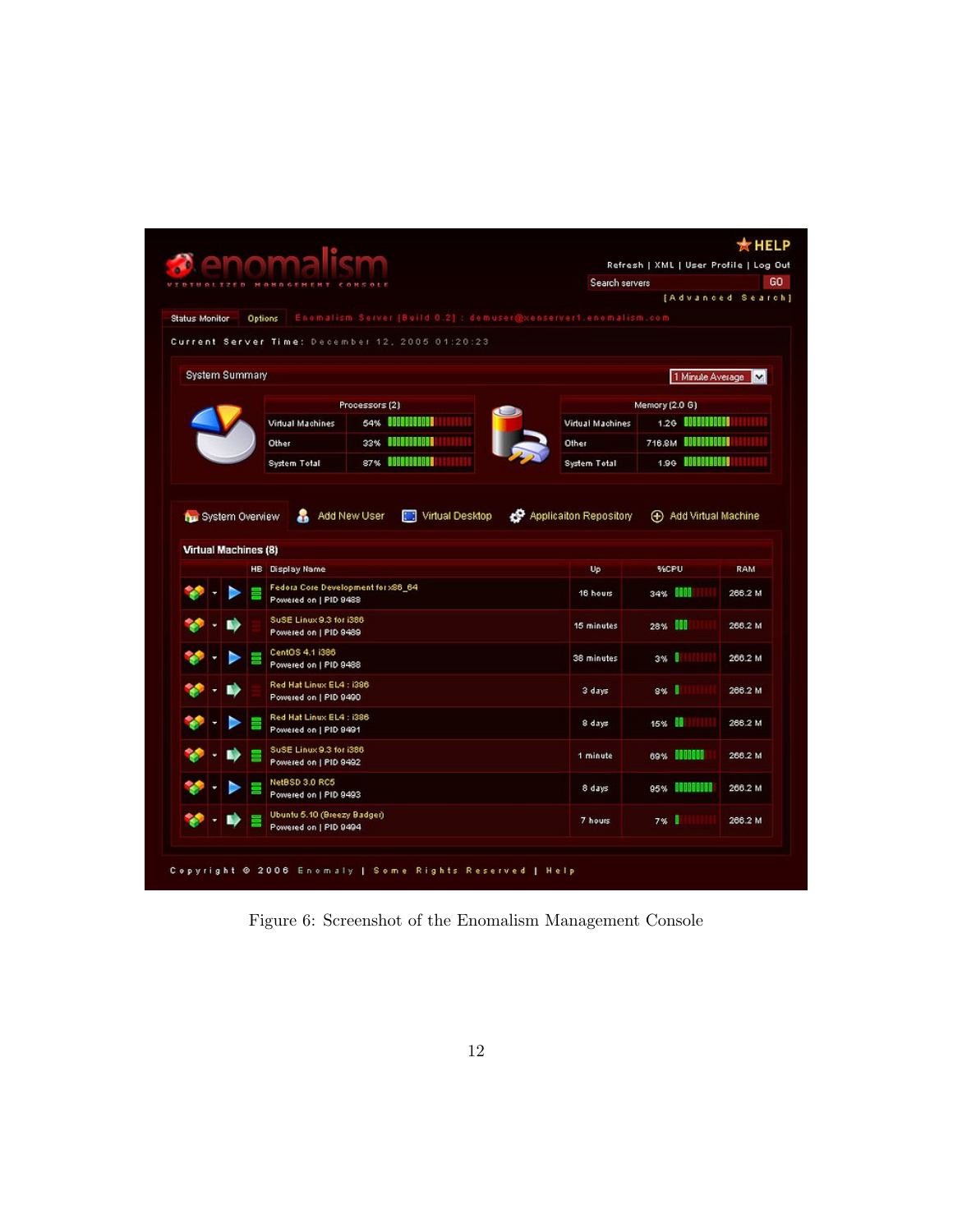Figure 6: Screenshot of the Enomalism Management Console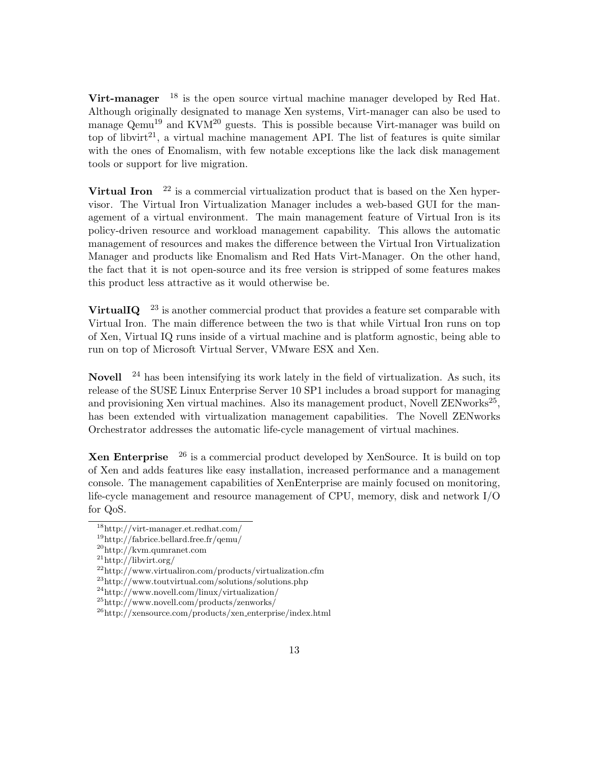**Virt-manager** [18] is the open source virtual machine manager developed by Red Hat. Although originally designated to manage Xen systems, Virt-manager can also be used to manage Qemu[19] and KVM[20] guests. This is possible because Virt-manager was build on top of libvirt[21], a virtual machine management API. The list of features is quite similar with the ones of Enomalism, with few notable exceptions like the lack disk management tools or support for live migration.

**Virtual Iron** [22] is a commercial virtualization product that is based on the Xen hypervisor. The Virtual Iron Virtualization Manager includes a web-based GUI for the management of a virtual environment. The main management feature of Virtual Iron is its policy-driven resource and workload management capability. This allows the automatic management of resources and makes the difference between the Virtual Iron Virtualization Manager and products like Enomalism and Red Hats Virt-Manager. On the other hand, the fact that it is not open-source and its free version is stripped of some features makes this product less attractive as it would otherwise be.

**VirtualIQ** [23] is another commercial product that provides a feature set comparable with Virtual Iron. The main difference between the two is that while Virtual Iron runs on top of Xen, Virtual IQ runs inside of a virtual machine and is platform agnostic, being able to run on top of Microsoft Virtual Server, VMware ESX and Xen.

**Novell** [24] has been intensifying its work lately in the field of virtualization. As such, its release of the SUSE Linux Enterprise Server 10 SP1 includes a broad support for managing and provisioning Xen virtual machines. Also its management product, Novell ZENworks[25], has been extended with virtualization management capabilities. The Novell ZENworks Orchestrator addresses the automatic life-cycle management of virtual machines.

**Xen Enterprise** [26] is a commercial product developed by XenSource. It is build on top of Xen and adds features like easy installation, increased performance and a management console. The management capabilities of XenEnterprise are mainly focused on monitoring, life-cycle management and resource management of CPU, memory, disk and network I/O for QoS.

---

[18] http://virt-manager.et.redhat.com/

[19] http://fabrice.bellard.free.fr/qemu/

[20] http://kvm.qumranet.com

[21] http://libvirt.org/

[22] http://www.virtualiron.com/products/virtualization.cfm

[23] http://www.toutvirtual.com/solutions/solutions.php

[24] http://www.novell.com/linux/virtualization/

[25] http://www.novell.com/products/zenworks/

[26] http://xensource.com/products/xen_enterprise/index.html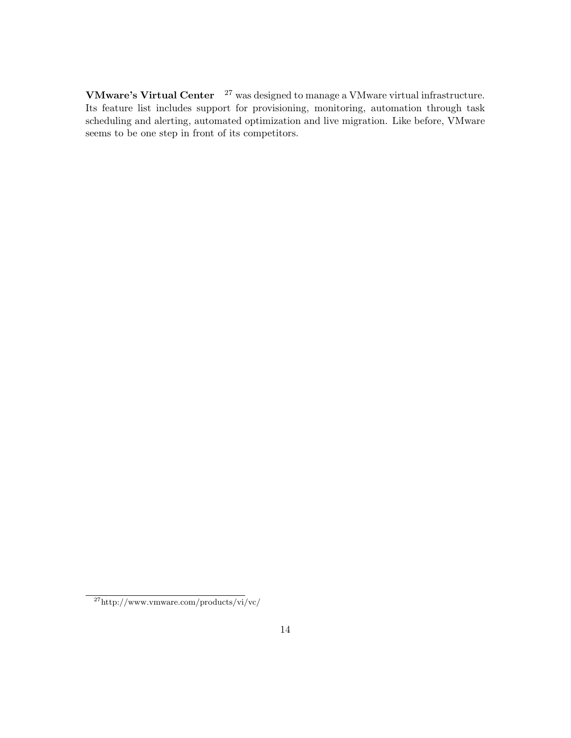**VMware's Virtual Center** [27] was designed to manage a VMware virtual infrastructure. Its feature list includes support for provisioning, monitoring, automation through task scheduling and alerting, automated optimization and live migration. Like before, VMware seems to be one step in front of its competitors.

[27] http://www.vmware.com/products/vi/vc/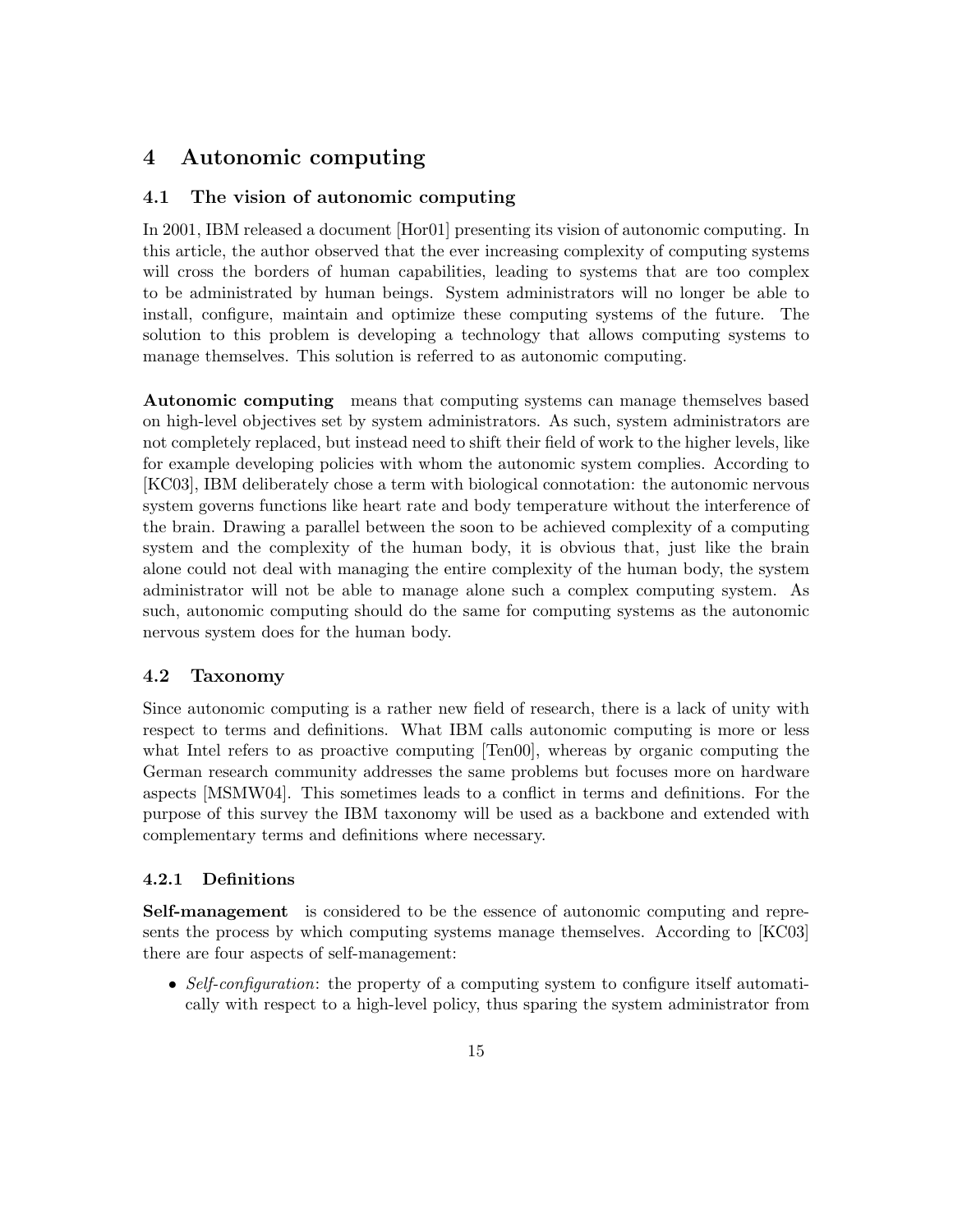# 4 Autonomic computing

## 4.1 The vision of autonomic computing

In 2001, IBM released a document [Hor01] presenting its vision of autonomic computing. In this article, the author observed that the ever increasing complexity of computing systems will cross the borders of human capabilities, leading to systems that are too complex to be administrated by human beings. System administrators will no longer be able to install, configure, maintain and optimize these computing systems of the future. The solution to this problem is developing a technology that allows computing systems to manage themselves. This solution is referred to as autonomic computing.

**Autonomic computing** means that computing systems can manage themselves based on high-level objectives set by system administrators. As such, system administrators are not completely replaced, but instead need to shift their field of work to the higher levels, like for example developing policies with whom the autonomic system complies. According to [KC03], IBM deliberately chose a term with biological connotation: the autonomic nervous system governs functions like heart rate and body temperature without the interference of the brain. Drawing a parallel between the soon to be achieved complexity of a computing system and the complexity of the human body, it is obvious that, just like the brain alone could not deal with managing the entire complexity of the human body, the system administrator will not be able to manage alone such a complex computing system. As such, autonomic computing should do the same for computing systems as the autonomic nervous system does for the human body.

## 4.2 Taxonomy

Since autonomic computing is a rather new field of research, there is a lack of unity with respect to terms and definitions. What IBM calls autonomic computing is more or less what Intel refers to as proactive computing [Ten00], whereas by organic computing the German research community addresses the same problems but focuses more on hardware aspects [MSMW04]. This sometimes leads to a conflict in terms and definitions. For the purpose of this survey the IBM taxonomy will be used as a backbone and extended with complementary terms and definitions where necessary.

### 4.2.1 Definitions

**Self-management** is considered to be the essence of autonomic computing and represents the process by which computing systems manage themselves. According to [KC03] there are four aspects of self-management:

- *Self-configuration*: the property of a computing system to configure itself automatically with respect to a high-level policy, thus sparing the system administrator from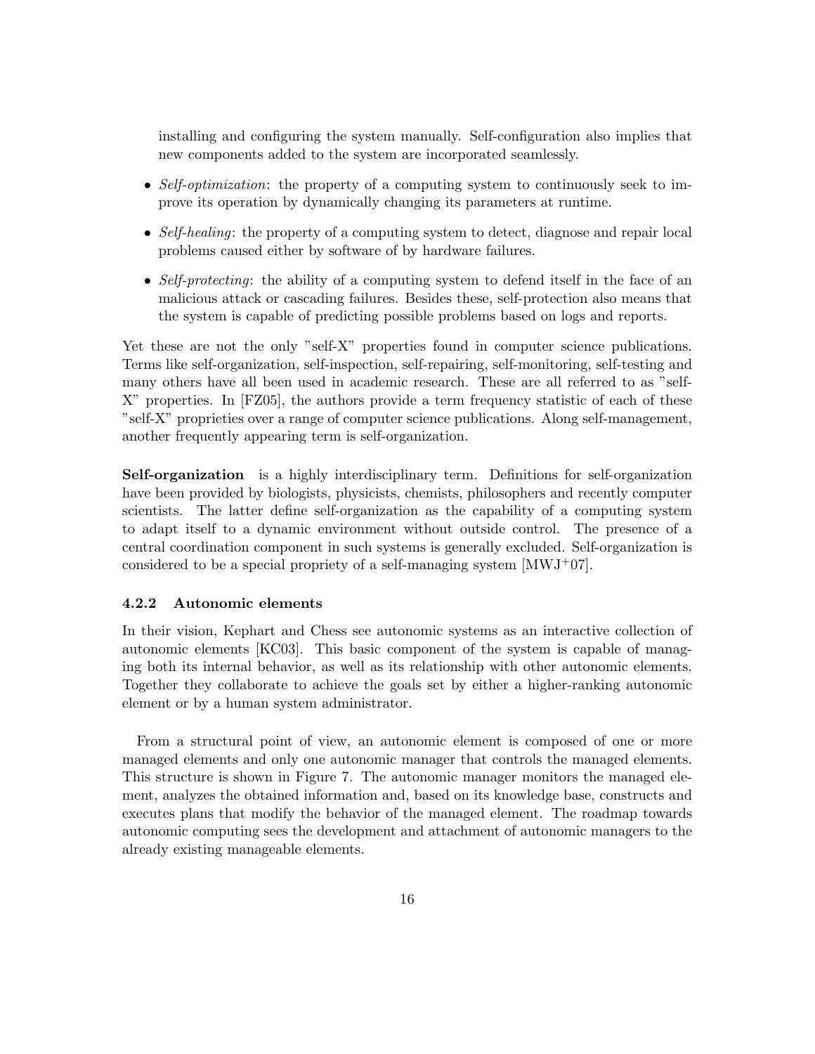installing and configuring the system manually. Self-configuration also implies that new components added to the system are incorporated seamlessly.

- *Self-optimization*: the property of a computing system to continuously seek to improve its operation by dynamically changing its parameters at runtime.
- *Self-healing*: the property of a computing system to detect, diagnose and repair local problems caused either by software of by hardware failures.
- *Self-protecting*: the ability of a computing system to defend itself in the face of an malicious attack or cascading failures. Besides these, self-protection also means that the system is capable of predicting possible problems based on logs and reports.

Yet these are not the only "self-X" properties found in computer science publications. Terms like self-organization, self-inspection, self-repairing, self-monitoring, self-testing and many others have all been used in academic research. These are all referred to as "self-X" properties. In [FZ05], the authors provide a term frequency statistic of each of these "self-X" proprieties over a range of computer science publications. Along self-management, another frequently appearing term is self-organization.

**Self-organization** is a highly interdisciplinary term. Definitions for self-organization have been provided by biologists, physicists, chemists, philosophers and recently computer scientists. The latter define self-organization as the capability of a computing system to adapt itself to a dynamic environment without outside control. The presence of a central coordination component in such systems is generally excluded. Self-organization is considered to be a special propriety of a self-managing system [MWJ+07].

### 4.2.2 Autonomic elements

In their vision, Kephart and Chess see autonomic systems as an interactive collection of autonomic elements [KC03]. This basic component of the system is capable of managing both its internal behavior, as well as its relationship with other autonomic elements. Together they collaborate to achieve the goals set by either a higher-ranking autonomic element or by a human system administrator.

From a structural point of view, an autonomic element is composed of one or more managed elements and only one autonomic manager that controls the managed elements. This structure is shown in Figure 7. The autonomic manager monitors the managed element, analyzes the obtained information and, based on its knowledge base, constructs and executes plans that modify the behavior of the managed element. The roadmap towards autonomic computing sees the development and attachment of autonomic managers to the already existing manageable elements.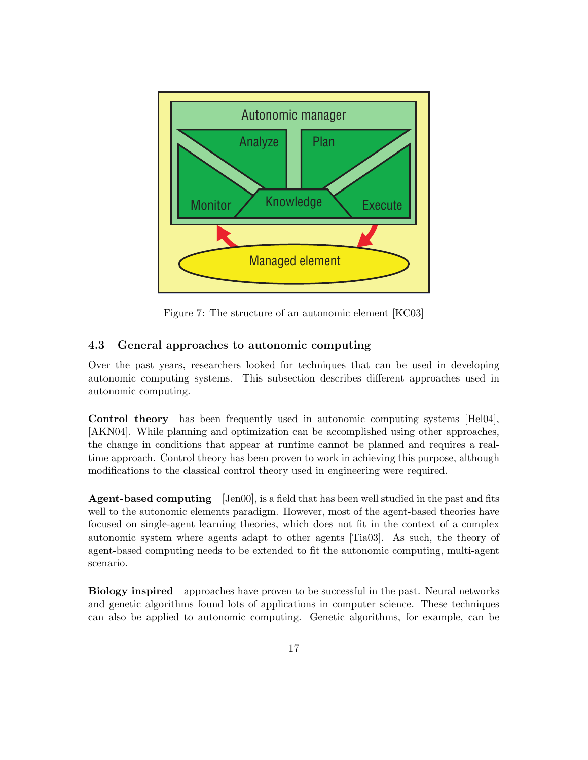Figure 7: The structure of an autonomic element [KC03]

### 4.3 General approaches to autonomic computing

Over the past years, researchers looked for techniques that can be used in developing autonomic computing systems. This subsection describes different approaches used in autonomic computing.

**Control theory** has been frequently used in autonomic computing systems [Hel04], [AKN04]. While planning and optimization can be accomplished using other approaches, the change in conditions that appear at runtime cannot be planned and requires a real-time approach. Control theory has been proven to work in achieving this purpose, although modifications to the classical control theory used in engineering were required.

**Agent-based computing** [Jen00], is a field that has been well studied in the past and fits well to the autonomic elements paradigm. However, most of the agent-based theories have focused on single-agent learning theories, which does not fit in the context of a complex autonomic system where agents adapt to other agents [Tia03]. As such, the theory of agent-based computing needs to be extended to fit the autonomic computing, multi-agent scenario.

**Biology inspired** approaches have proven to be successful in the past. Neural networks and genetic algorithms found lots of applications in computer science. These techniques can also be applied to autonomic computing. Genetic algorithms, for example, can be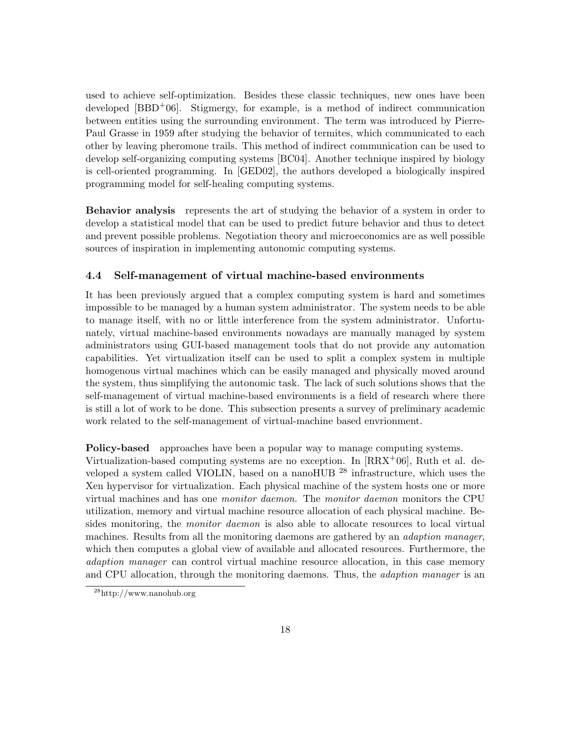used to achieve self-optimization. Besides these classic techniques, new ones have been developed [BBD+06]. Stigmergy, for example, is a method of indirect communication between entities using the surrounding environment. The term was introduced by Pierre-Paul Grasse in 1959 after studying the behavior of termites, which communicated to each other by leaving pheromone trails. This method of indirect communication can be used to develop self-organizing computing systems [BC04]. Another technique inspired by biology is cell-oriented programming. In [GED02], the authors developed a biologically inspired programming model for self-healing computing systems.

**Behavior analysis** represents the art of studying the behavior of a system in order to develop a statistical model that can be used to predict future behavior and thus to detect and prevent possible problems. Negotiation theory and microeconomics are as well possible sources of inspiration in implementing autonomic computing systems.

### 4.4 Self-management of virtual machine-based environments

It has been previously argued that a complex computing system is hard and sometimes impossible to be managed by a human system administrator. The system needs to be able to manage itself, with no or little interference from the system administrator. Unfortunately, virtual machine-based environments nowadays are manually managed by system administrators using GUI-based management tools that do not provide any automation capabilities. Yet virtualization itself can be used to split a complex system in multiple homogenous virtual machines which can be easily managed and physically moved around the system, thus simplifying the autonomic task. The lack of such solutions shows that the self-management of virtual machine-based environments is a field of research where there is still a lot of work to be done. This subsection presents a survey of preliminary academic work related to the self-management of virtual-machine based envrionment.

**Policy-based** approaches have been a popular way to manage computing systems. Virtualization-based computing systems are no exception. In [RRX+06], Ruth et al. developed a system called VIOLIN, based on a nanoHUB [28] infrastructure, which uses the Xen hypervisor for virtualization. Each physical machine of the system hosts one or more virtual machines and has one *monitor daemon*. The *monitor daemon* monitors the CPU utilization, memory and virtual machine resource allocation of each physical machine. Besides monitoring, the *monitor daemon* is also able to allocate resources to local virtual machines. Results from all the monitoring daemons are gathered by an *adaption manager*, which then computes a global view of available and allocated resources. Furthermore, the *adaption manager* can control virtual machine resource allocation, in this case memory and CPU allocation, through the monitoring daemons. Thus, the *adaption manager* is an

[28] http://www.nanohub.org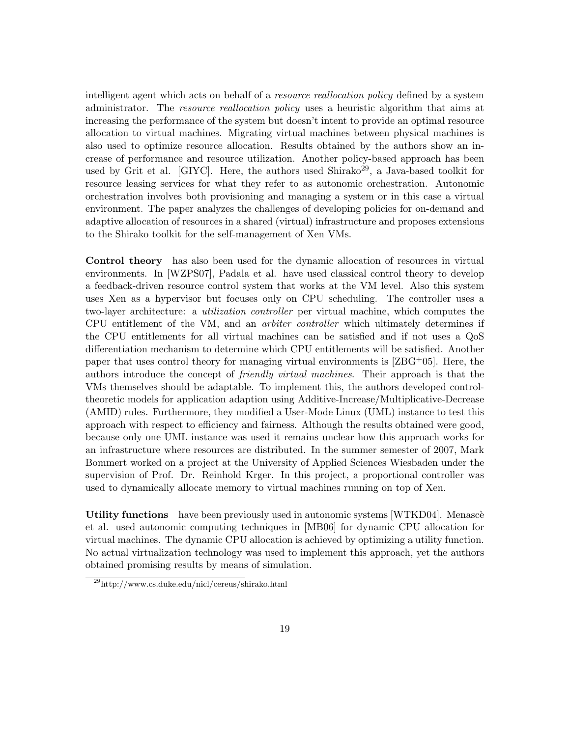intelligent agent which acts on behalf of a *resource reallocation policy* defined by a system administrator. The *resource reallocation policy* uses a heuristic algorithm that aims at increasing the performance of the system but doesn't intent to provide an optimal resource allocation to virtual machines. Migrating virtual machines between physical machines is also used to optimize resource allocation. Results obtained by the authors show an increase of performance and resource utilization. Another policy-based approach has been used by Grit et al. [GIYC]. Here, the authors used Shirako[29], a Java-based toolkit for resource leasing services for what they refer to as autonomic orchestration. Autonomic orchestration involves both provisioning and managing a system or in this case a virtual environment. The paper analyzes the challenges of developing policies for on-demand and adaptive allocation of resources in a shared (virtual) infrastructure and proposes extensions to the Shirako toolkit for the self-management of Xen VMs.

**Control theory** has also been used for the dynamic allocation of resources in virtual environments. In [WZPS07], Padala et al. have used classical control theory to develop a feedback-driven resource control system that works at the VM level. Also this system uses Xen as a hypervisor but focuses only on CPU scheduling. The controller uses a two-layer architecture: a *utilization controller* per virtual machine, which computes the CPU entitlement of the VM, and an *arbiter controller* which ultimately determines if the CPU entitlements for all virtual machines can be satisfied and if not uses a QoS differentiation mechanism to determine which CPU entitlements will be satisfied. Another paper that uses control theory for managing virtual environments is [ZBG+05]. Here, the authors introduce the concept of *friendly virtual machines*. Their approach is that the VMs themselves should be adaptable. To implement this, the authors developed control-theoretic models for application adaption using Additive-Increase/Multiplicative-Decrease (AMID) rules. Furthermore, they modified a User-Mode Linux (UML) instance to test this approach with respect to efficiency and fairness. Although the results obtained were good, because only one UML instance was used it remains unclear how this approach works for an infrastructure where resources are distributed. In the summer semester of 2007, Mark Bommert worked on a project at the University of Applied Sciences Wiesbaden under the supervision of Prof. Dr. Reinhold Krger. In this project, a proportional controller was used to dynamically allocate memory to virtual machines running on top of Xen.

**Utility functions** have been previously used in autonomic systems [WTKD04]. Menascè et al. used autonomic computing techniques in [MB06] for dynamic CPU allocation for virtual machines. The dynamic CPU allocation is achieved by optimizing a utility function. No actual virtualization technology was used to implement this approach, yet the authors obtained promising results by means of simulation.

[29] http://www.cs.duke.edu/nicl/cereus/shirako.html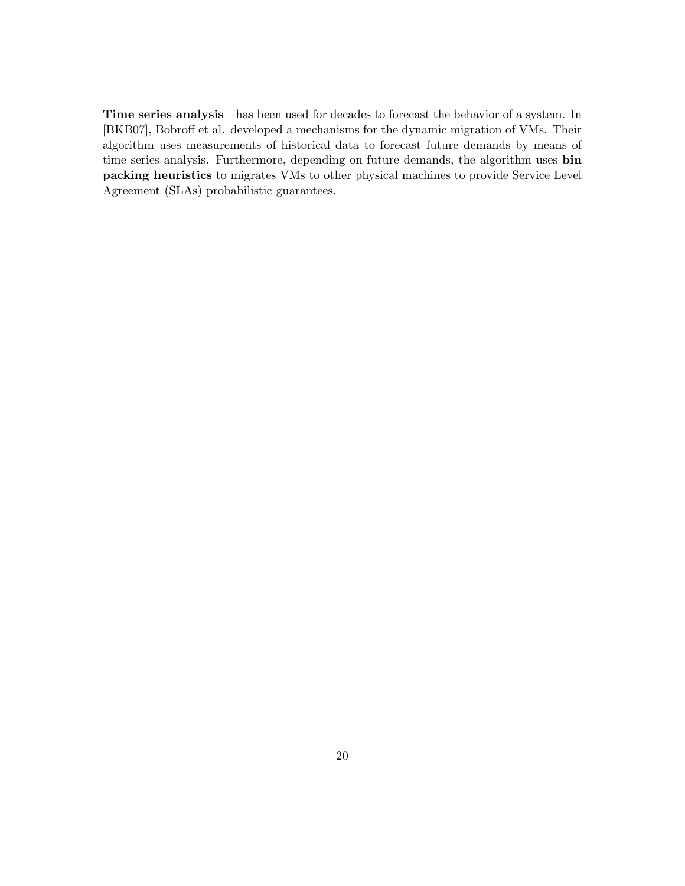**Time series analysis** has been used for decades to forecast the behavior of a system. In [BKB07], Bobroff et al. developed a mechanisms for the dynamic migration of VMs. Their algorithm uses measurements of historical data to forecast future demands by means of time series analysis. Furthermore, depending on future demands, the algorithm uses **bin packing heuristics** to migrates VMs to other physical machines to provide Service Level Agreement (SLAs) probabilistic guarantees.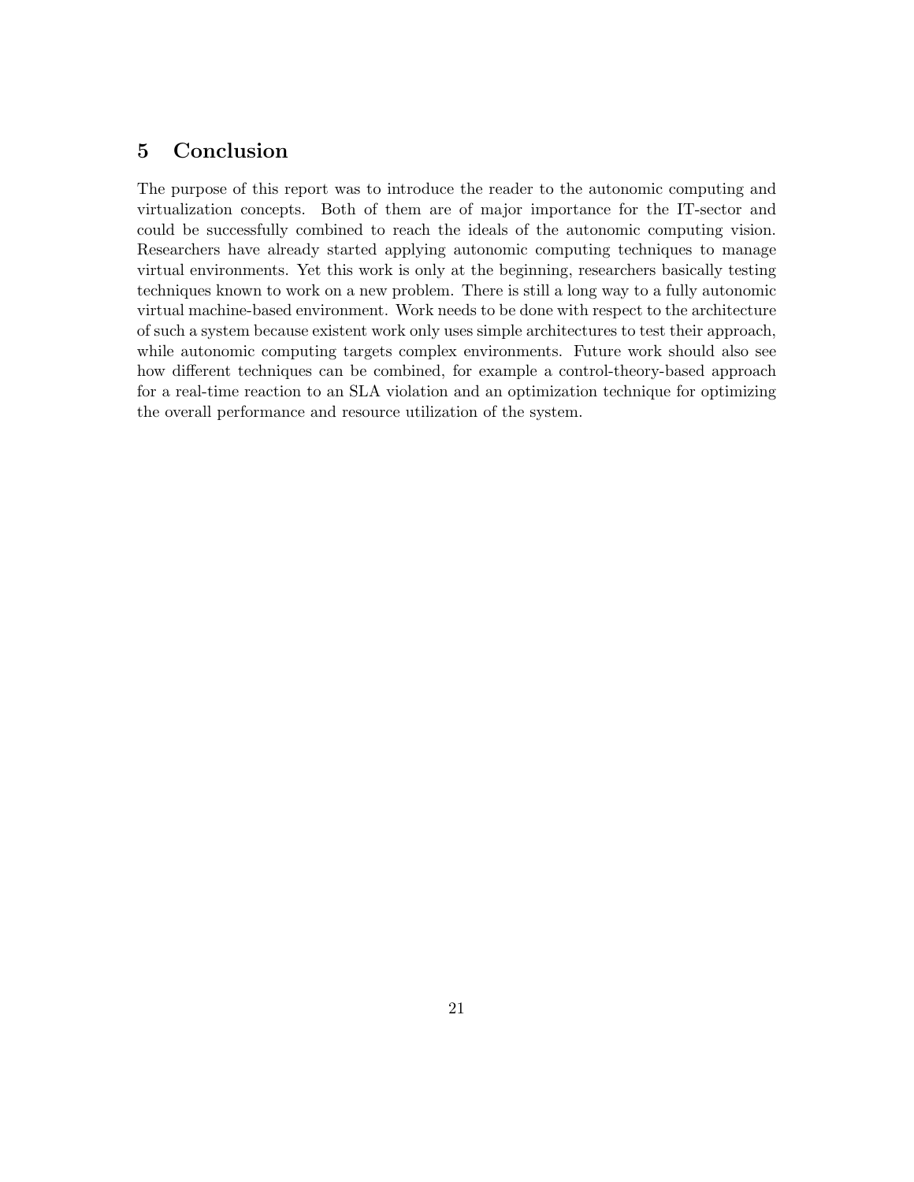## 5 Conclusion

The purpose of this report was to introduce the reader to the autonomic computing and virtualization concepts. Both of them are of major importance for the IT-sector and could be successfully combined to reach the ideals of the autonomic computing vision. Researchers have already started applying autonomic computing techniques to manage virtual environments. Yet this work is only at the beginning, researchers basically testing techniques known to work on a new problem. There is still a long way to a fully autonomic virtual machine-based environment. Work needs to be done with respect to the architecture of such a system because existent work only uses simple architectures to test their approach, while autonomic computing targets complex environments. Future work should also see how different techniques can be combined, for example a control-theory-based approach for a real-time reaction to an SLA violation and an optimization technique for optimizing the overall performance and resource utilization of the system.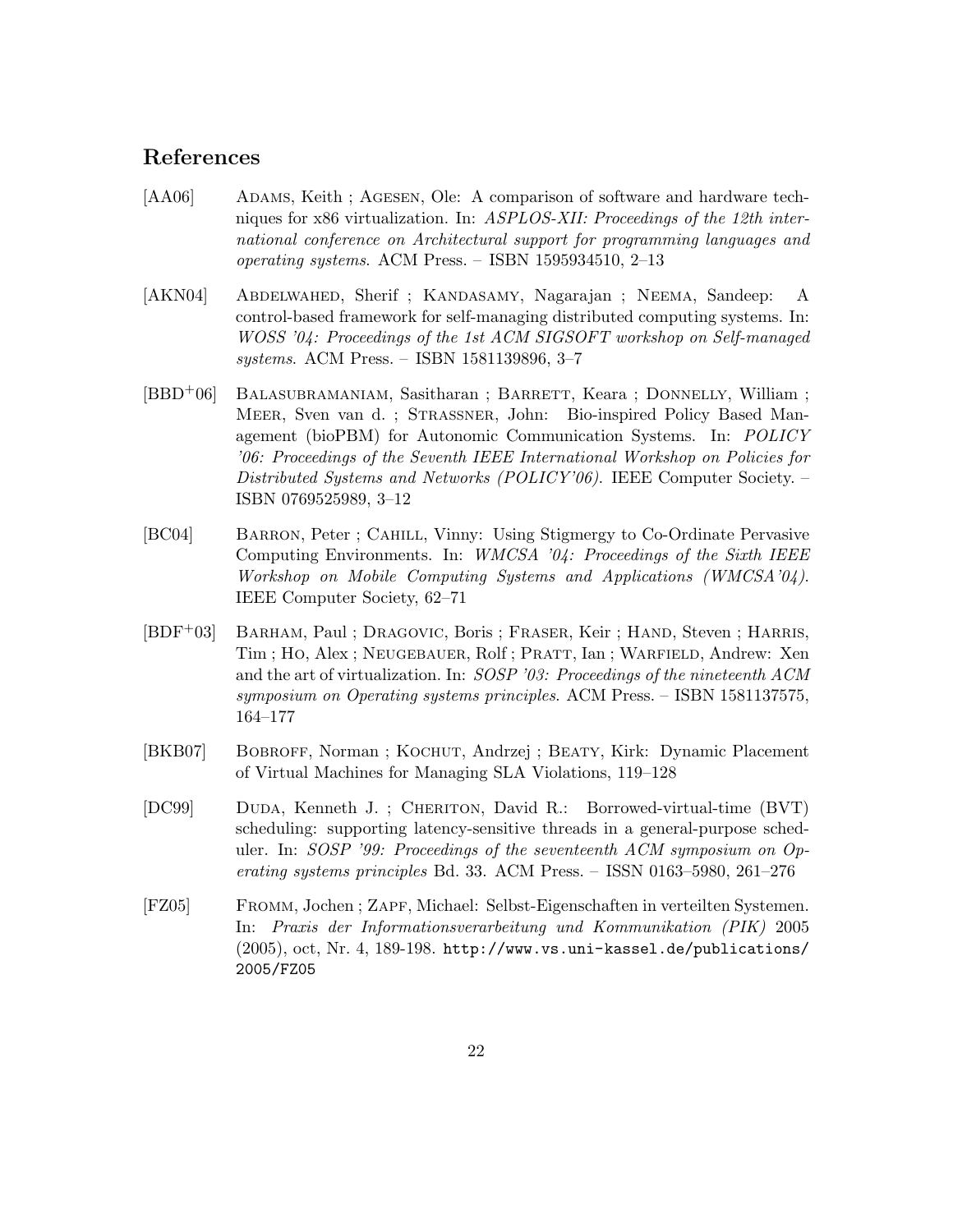## References

[AA06] Adams, Keith ; Agesen, Ole: A comparison of software and hardware techniques for x86 virtualization. In: *ASPLOS-XII: Proceedings of the 12th international conference on Architectural support for programming languages and operating systems*. ACM Press. – ISBN 1595934510, 2–13

[AKN04] Abdelwahed, Sherif ; Kandasamy, Nagarajan ; Neema, Sandeep: A control-based framework for self-managing distributed computing systems. In: *WOSS '04: Proceedings of the 1st ACM SIGSOFT workshop on Self-managed systems*. ACM Press. – ISBN 1581139896, 3–7

[BBD+06] Balasubramaniam, Sasitharan ; Barrett, Keara ; Donnelly, William ; Meer, Sven van d. ; Strassner, John: Bio-inspired Policy Based Management (bioPBM) for Autonomic Communication Systems. In: *POLICY '06: Proceedings of the Seventh IEEE International Workshop on Policies for Distributed Systems and Networks (POLICY'06)*. IEEE Computer Society. – ISBN 0769525989, 3–12

[BC04] Barron, Peter ; Cahill, Vinny: Using Stigmergy to Co-Ordinate Pervasive Computing Environments. In: *WMCSA '04: Proceedings of the Sixth IEEE Workshop on Mobile Computing Systems and Applications (WMCSA'04)*. IEEE Computer Society, 62–71

[BDF+03] Barham, Paul ; Dragovic, Boris ; Fraser, Keir ; Hand, Steven ; Harris, Tim ; Ho, Alex ; Neugebauer, Rolf ; Pratt, Ian ; Warfield, Andrew: Xen and the art of virtualization. In: *SOSP '03: Proceedings of the nineteenth ACM symposium on Operating systems principles*. ACM Press. – ISBN 1581137575, 164–177

[BKB07] Bobroff, Norman ; Kochut, Andrzej ; Beaty, Kirk: Dynamic Placement of Virtual Machines for Managing SLA Violations, 119–128

[DC99] Duda, Kenneth J. ; Cheriton, David R.: Borrowed-virtual-time (BVT) scheduling: supporting latency-sensitive threads in a general-purpose scheduler. In: *SOSP '99: Proceedings of the seventeenth ACM symposium on Operating systems principles* Bd. 33. ACM Press. – ISSN 0163–5980, 261–276

[FZ05] Fromm, Jochen ; Zapf, Michael: Selbst-Eigenschaften in verteilten Systemen. In: *Praxis der Informationsverarbeitung und Kommunikation (PIK)* 2005 (2005), oct, Nr. 4, 189-198. http://www.vs.uni-kassel.de/publications/2005/FZ05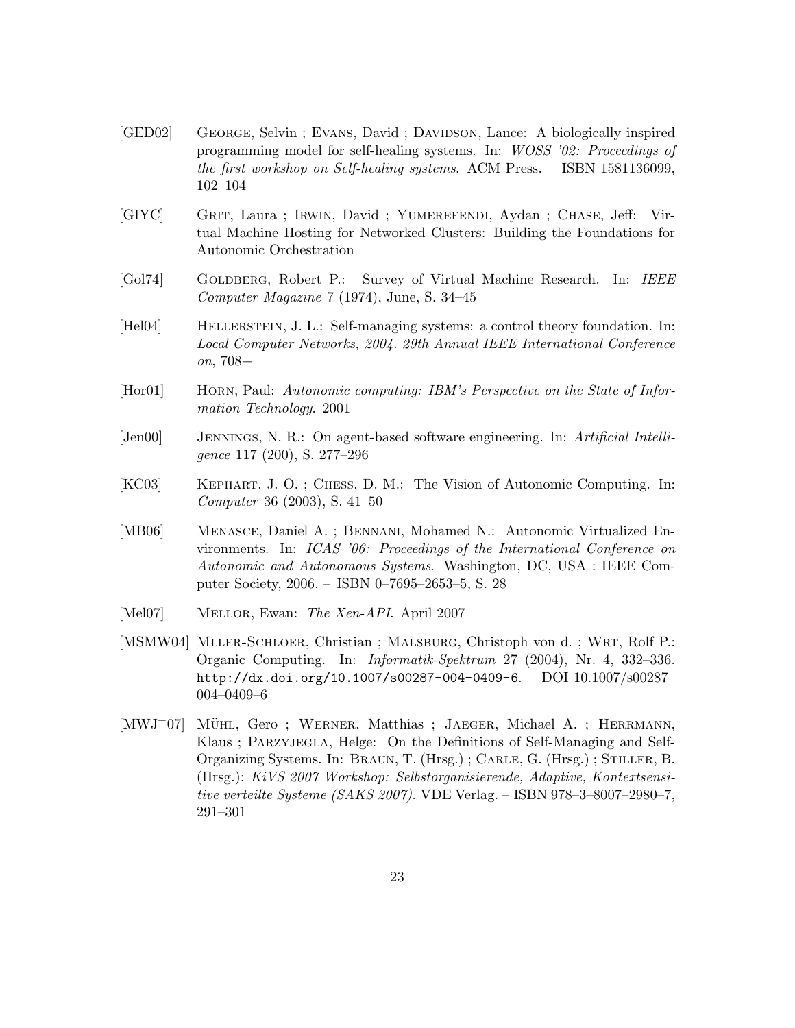[GED02] George, Selvin ; Evans, David ; Davidson, Lance: A biologically inspired programming model for self-healing systems. In: *WOSS '02: Proceedings of the first workshop on Self-healing systems*. ACM Press. – ISBN 1581136099, 102–104

[GIYC] Grit, Laura ; Irwin, David ; Yumerefendi, Aydan ; Chase, Jeff: Virtual Machine Hosting for Networked Clusters: Building the Foundations for Autonomic Orchestration

[Gol74] Goldberg, Robert P.: Survey of Virtual Machine Research. In: *IEEE Computer Magazine* 7 (1974), June, S. 34–45

[Hel04] Hellerstein, J. L.: Self-managing systems: a control theory foundation. In: *Local Computer Networks, 2004. 29th Annual IEEE International Conference on*, 708+

[Hor01] Horn, Paul: *Autonomic computing: IBM's Perspective on the State of Information Technology*. 2001

[Jen00] Jennings, N. R.: On agent-based software engineering. In: *Artificial Intelligence* 117 (200), S. 277–296

[KC03] Kephart, J. O. ; Chess, D. M.: The Vision of Autonomic Computing. In: *Computer* 36 (2003), S. 41–50

[MB06] Menasce, Daniel A. ; Bennani, Mohamed N.: Autonomic Virtualized Environments. In: *ICAS '06: Proceedings of the International Conference on Autonomic and Autonomous Systems*. Washington, DC, USA : IEEE Computer Society, 2006. – ISBN 0–7695–2653–5, S. 28

[Mel07] Mellor, Ewan: *The Xen-API*. April 2007

[MSMW04] Mller-Schloer, Christian ; Malsburg, Christoph von d. ; Wrt, Rolf P.: Organic Computing. In: *Informatik-Spektrum* 27 (2004), Nr. 4, 332–336. `http://dx.doi.org/10.1007/s00287-004-0409-6`. – DOI 10.1007/s00287–004–0409–6

[MWJ+07] Mühl, Gero ; Werner, Matthias ; Jaeger, Michael A. ; Herrmann, Klaus ; Parzyjegla, Helge: On the Definitions of Self-Managing and Self-Organizing Systems. In: Braun, T. (Hrsg.) ; Carle, G. (Hrsg.) ; Stiller, B. (Hrsg.): *KiVS 2007 Workshop: Selbstorganisierende, Adaptive, Kontextsensitive verteilte Systeme (SAKS 2007)*. VDE Verlag. – ISBN 978–3–8007–2980–7, 291–301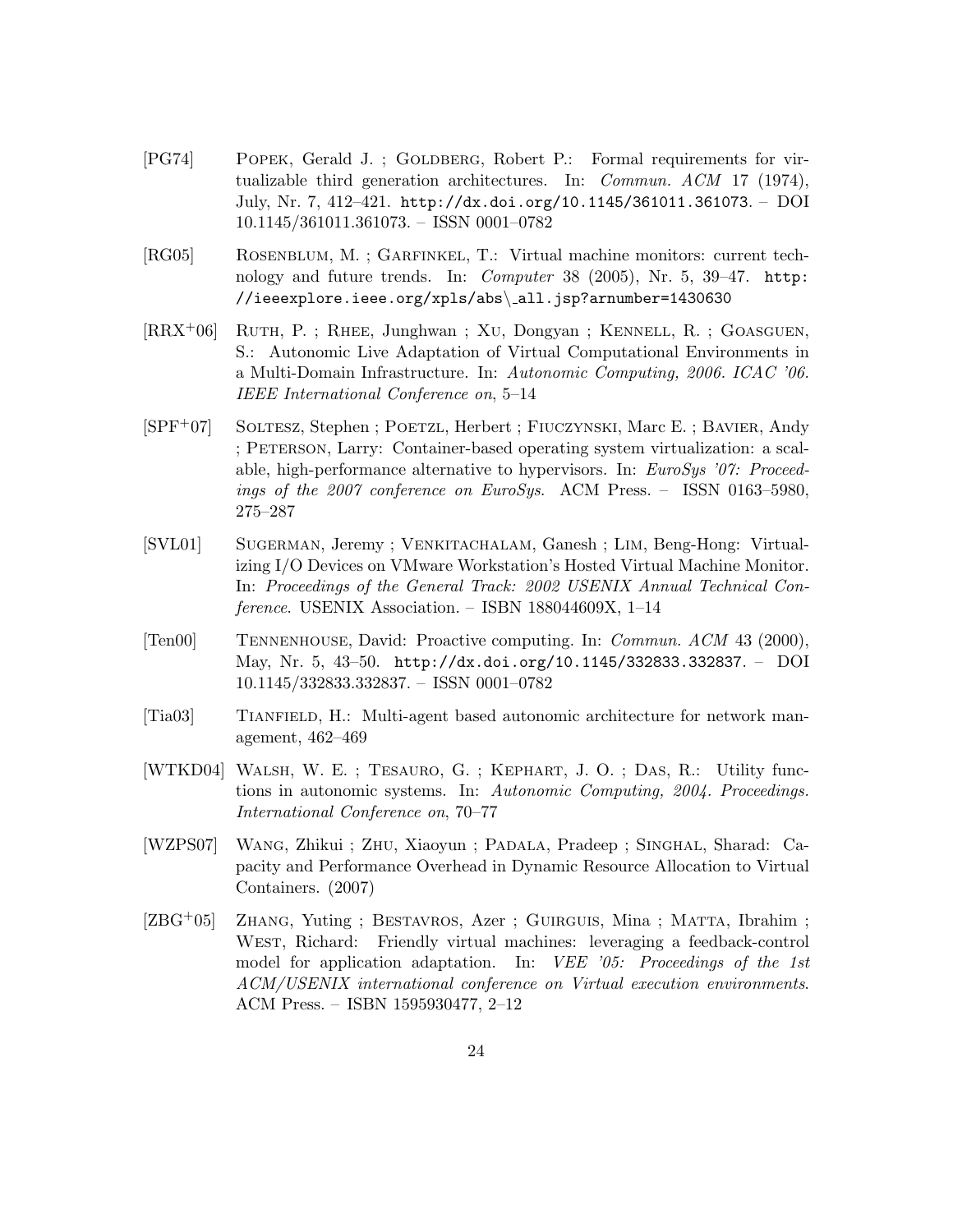[PG74] Popek, Gerald J. ; Goldberg, Robert P.: Formal requirements for virtualizable third generation architectures. In: *Commun. ACM* 17 (1974), July, Nr. 7, 412–421. http://dx.doi.org/10.1145/361011.361073. – DOI 10.1145/361011.361073. – ISSN 0001–0782

[RG05] Rosenblum, M. ; Garfinkel, T.: Virtual machine monitors: current technology and future trends. In: *Computer* 38 (2005), Nr. 5, 39–47. http://ieeexplore.ieee.org/xpls/abs\_all.jsp?arnumber=1430630

[RRX+06] Ruth, P. ; Rhee, Junghwan ; Xu, Dongyan ; Kennell, R. ; Goasguen, S.: Autonomic Live Adaptation of Virtual Computational Environments in a Multi-Domain Infrastructure. In: *Autonomic Computing, 2006. ICAC '06. IEEE International Conference on*, 5–14

[SPF+07] Soltesz, Stephen ; Poetzl, Herbert ; Fiuczynski, Marc E. ; Bavier, Andy ; Peterson, Larry: Container-based operating system virtualization: a scalable, high-performance alternative to hypervisors. In: *EuroSys '07: Proceedings of the 2007 conference on EuroSys*. ACM Press. – ISSN 0163–5980, 275–287

[SVL01] Sugerman, Jeremy ; Venkitachalam, Ganesh ; Lim, Beng-Hong: Virtualizing I/O Devices on VMware Workstation's Hosted Virtual Machine Monitor. In: *Proceedings of the General Track: 2002 USENIX Annual Technical Conference*. USENIX Association. – ISBN 188044609X, 1–14

[Ten00] Tennenhouse, David: Proactive computing. In: *Commun. ACM* 43 (2000), May, Nr. 5, 43–50. http://dx.doi.org/10.1145/332833.332837. – DOI 10.1145/332833.332837. – ISSN 0001–0782

[Tia03] Tianfield, H.: Multi-agent based autonomic architecture for network management, 462–469

[WTKD04] Walsh, W. E. ; Tesauro, G. ; Kephart, J. O. ; Das, R.: Utility functions in autonomic systems. In: *Autonomic Computing, 2004. Proceedings. International Conference on*, 70–77

[WZPS07] Wang, Zhikui ; Zhu, Xiaoyun ; Padala, Pradeep ; Singhal, Sharad: Capacity and Performance Overhead in Dynamic Resource Allocation to Virtual Containers. (2007)

[ZBG+05] Zhang, Yuting ; Bestavros, Azer ; Guirguis, Mina ; Matta, Ibrahim ; West, Richard: Friendly virtual machines: leveraging a feedback-control model for application adaptation. In: *VEE '05: Proceedings of the 1st ACM/USENIX international conference on Virtual execution environments*. ACM Press. – ISBN 1595930477, 2–12